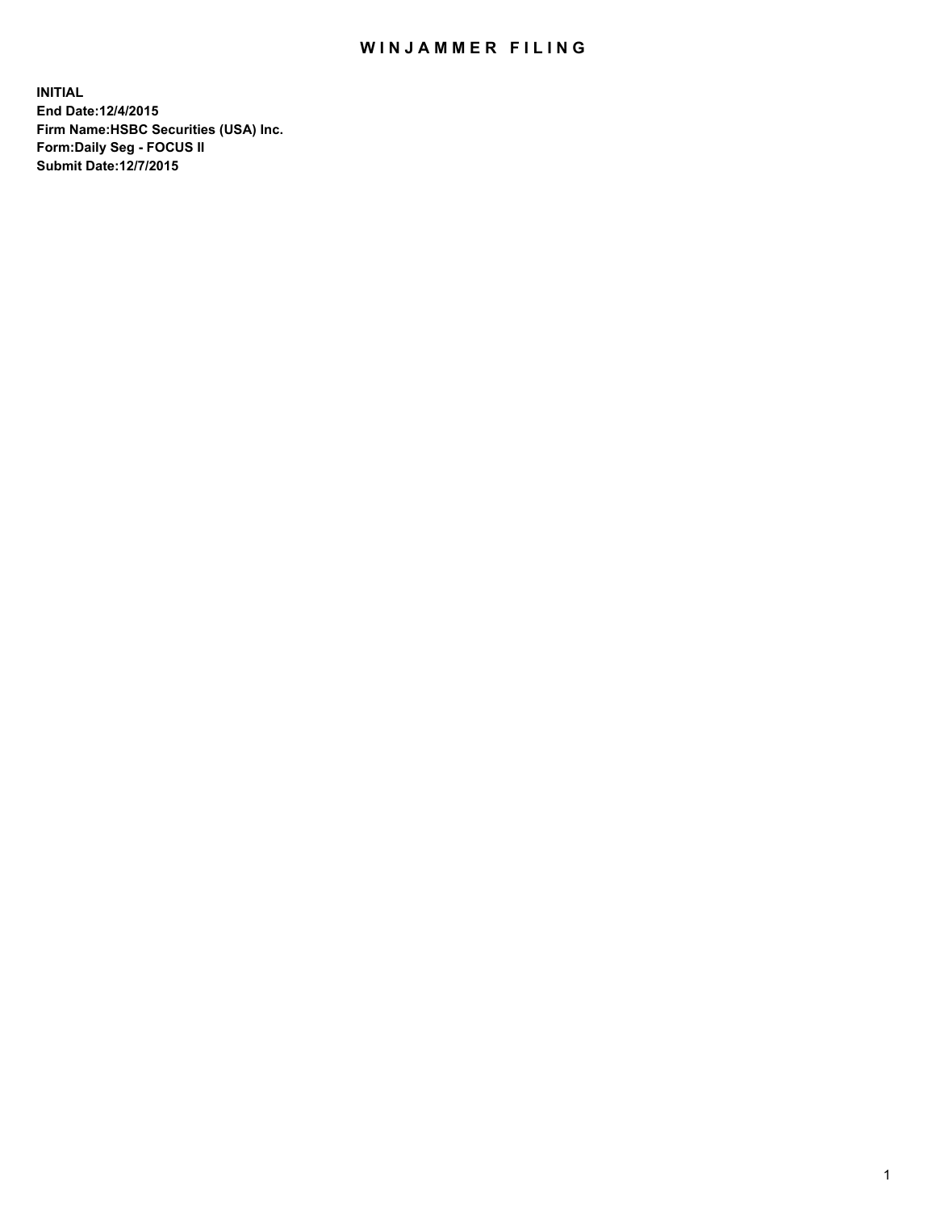# WINJAMMER FILING

**INITIAL**
**End Date:12/4/2015**
**Firm Name:HSBC Securities (USA) Inc.**
**Form:Daily Seg - FOCUS II**
**Submit Date:12/7/2015**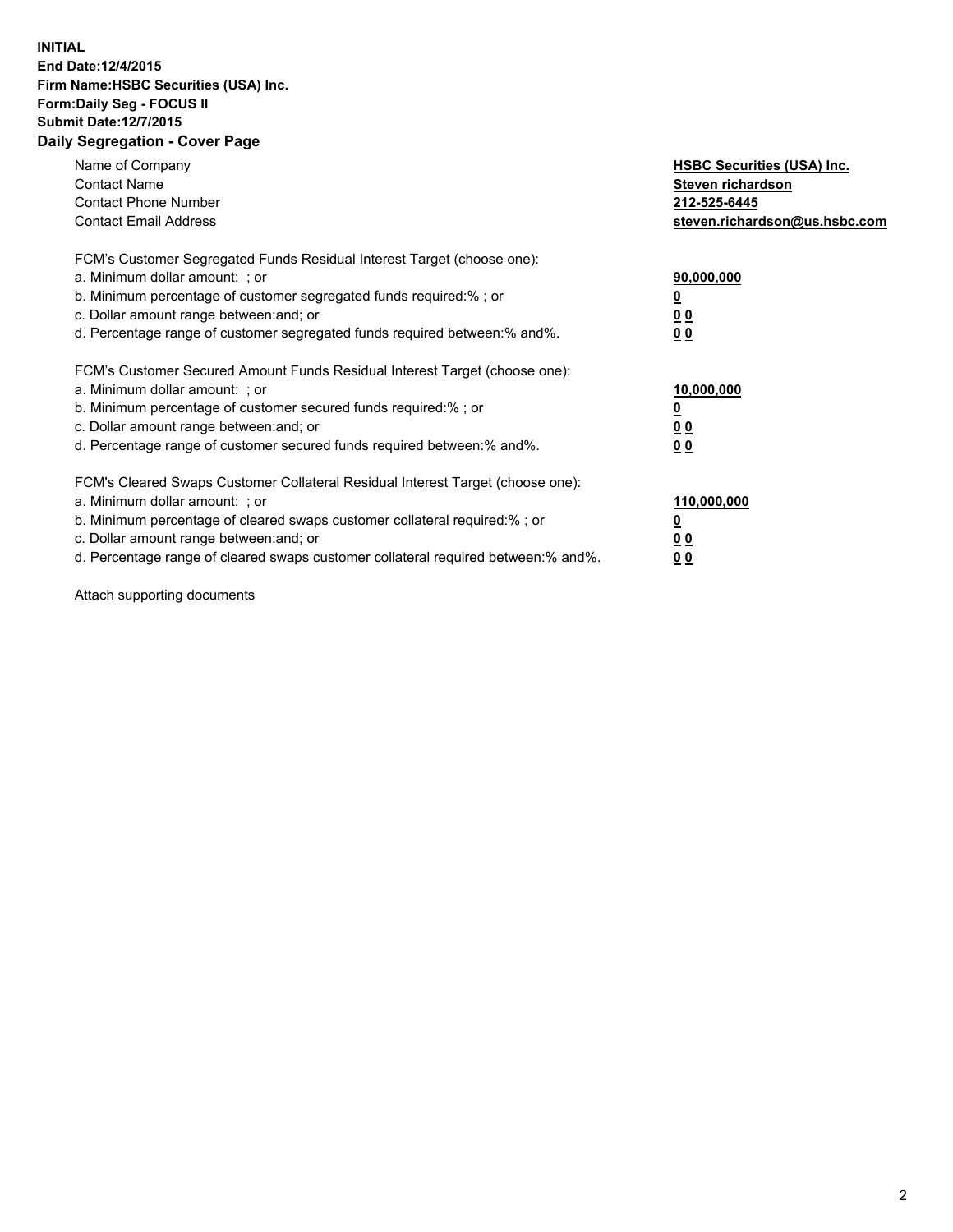**INITIAL**
**End Date:12/4/2015**
**Firm Name:HSBC Securities (USA) Inc.**
**Form:Daily Seg - FOCUS II**
**Submit Date:12/7/2015**
**Daily Segregation - Cover Page**

| | |
|---|---|
| Name of Company | **HSBC Securities (USA) Inc.** |
| Contact Name | **Steven richardson** |
| Contact Phone Number | **212-525-6445** |
| Contact Email Address | **steven.richardson@us.hsbc.com** |

FCM's Customer Segregated Funds Residual Interest Target (choose one):

| | |
|---|---|
| a. Minimum dollar amount: ; or | **90,000,000** |
| b. Minimum percentage of customer segregated funds required:% ; or | **0** |
| c. Dollar amount range between:and; or | **0 0** |
| d. Percentage range of customer segregated funds required between:% and%. | **0 0** |

FCM's Customer Secured Amount Funds Residual Interest Target (choose one):

| | |
|---|---|
| a. Minimum dollar amount: ; or | **10,000,000** |
| b. Minimum percentage of customer secured funds required:% ; or | **0** |
| c. Dollar amount range between:and; or | **0 0** |
| d. Percentage range of customer secured funds required between:% and%. | **0 0** |

FCM's Cleared Swaps Customer Collateral Residual Interest Target (choose one):

| | |
|---|---|
| a. Minimum dollar amount: ; or | **110,000,000** |
| b. Minimum percentage of cleared swaps customer collateral required:% ; or | **0** |
| c. Dollar amount range between:and; or | **0 0** |
| d. Percentage range of cleared swaps customer collateral required between:% and%. | **0 0** |

Attach supporting documents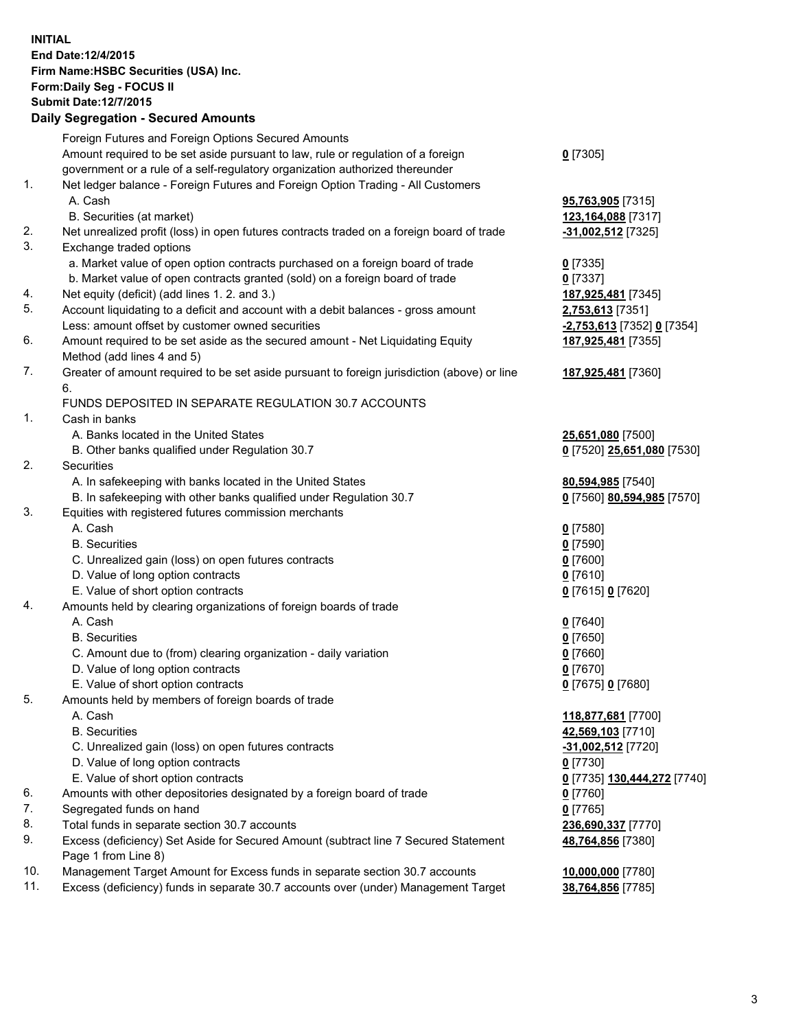**INITIAL**
**End Date:12/4/2015**
**Firm Name:HSBC Securities (USA) Inc.**
**Form:Daily Seg - FOCUS II**
**Submit Date:12/7/2015**

## Daily Segregation - Secured Amounts

| | | |
|---|---|---|
| | Foreign Futures and Foreign Options Secured Amounts | |
| | Amount required to be set aside pursuant to law, rule or regulation of a foreign government or a rule of a self-regulatory organization authorized thereunder | **0** [7305] |
| 1. | Net ledger balance - Foreign Futures and Foreign Option Trading - All Customers | |
| | A. Cash | **95,763,905** [7315] |
| | B. Securities (at market) | **123,164,088** [7317] |
| 2. | Net unrealized profit (loss) in open futures contracts traded on a foreign board of trade | **-31,002,512** [7325] |
| 3. | Exchange traded options | |
| | a. Market value of open option contracts purchased on a foreign board of trade | **0** [7335] |
| | b. Market value of open contracts granted (sold) on a foreign board of trade | **0** [7337] |
| 4. | Net equity (deficit) (add lines 1. 2. and 3.) | **187,925,481** [7345] |
| 5. | Account liquidating to a deficit and account with a debit balances - gross amount | **2,753,613** [7351] |
| | Less: amount offset by customer owned securities | **-2,753,613** [7352] **0** [7354] |
| 6. | Amount required to be set aside as the secured amount - Net Liquidating Equity Method (add lines 4 and 5) | **187,925,481** [7355] |
| 7. | Greater of amount required to be set aside pursuant to foreign jurisdiction (above) or line 6. | **187,925,481** [7360] |
| | FUNDS DEPOSITED IN SEPARATE REGULATION 30.7 ACCOUNTS | |
| 1. | Cash in banks | |
| | A. Banks located in the United States | **25,651,080** [7500] |
| | B. Other banks qualified under Regulation 30.7 | **0** [7520] **25,651,080** [7530] |
| 2. | Securities | |
| | A. In safekeeping with banks located in the United States | **80,594,985** [7540] |
| | B. In safekeeping with other banks qualified under Regulation 30.7 | **0** [7560] **80,594,985** [7570] |
| 3. | Equities with registered futures commission merchants | |
| | A. Cash | **0** [7580] |
| | B. Securities | **0** [7590] |
| | C. Unrealized gain (loss) on open futures contracts | **0** [7600] |
| | D. Value of long option contracts | **0** [7610] |
| | E. Value of short option contracts | **0** [7615] **0** [7620] |
| 4. | Amounts held by clearing organizations of foreign boards of trade | |
| | A. Cash | **0** [7640] |
| | B. Securities | **0** [7650] |
| | C. Amount due to (from) clearing organization - daily variation | **0** [7660] |
| | D. Value of long option contracts | **0** [7670] |
| | E. Value of short option contracts | **0** [7675] **0** [7680] |
| 5. | Amounts held by members of foreign boards of trade | |
| | A. Cash | **118,877,681** [7700] |
| | B. Securities | **42,569,103** [7710] |
| | C. Unrealized gain (loss) on open futures contracts | **-31,002,512** [7720] |
| | D. Value of long option contracts | **0** [7730] |
| | E. Value of short option contracts | **0** [7735] **130,444,272** [7740] |
| 6. | Amounts with other depositories designated by a foreign board of trade | **0** [7760] |
| 7. | Segregated funds on hand | **0** [7765] |
| 8. | Total funds in separate section 30.7 accounts | **236,690,337** [7770] |
| 9. | Excess (deficiency) Set Aside for Secured Amount (subtract line 7 Secured Statement Page 1 from Line 8) | **48,764,856** [7380] |
| 10. | Management Target Amount for Excess funds in separate section 30.7 accounts | **10,000,000** [7780] |
| 11. | Excess (deficiency) funds in separate 30.7 accounts over (under) Management Target | **38,764,856** [7785] |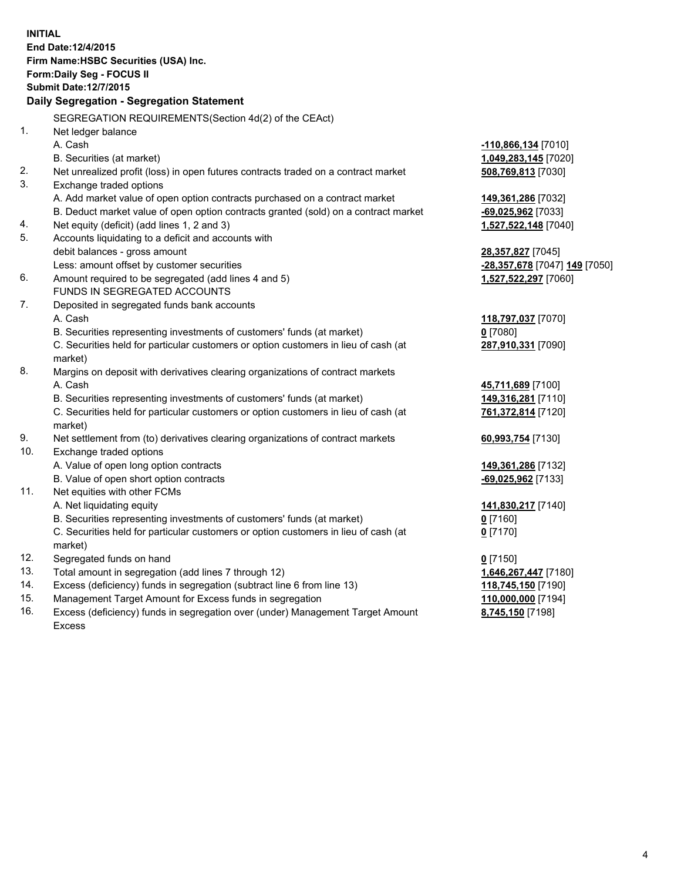**INITIAL**
**End Date:12/4/2015**
**Firm Name:HSBC Securities (USA) Inc.**
**Form:Daily Seg - FOCUS II**
**Submit Date:12/7/2015**

**Daily Segregation - Segregation Statement**

| | | |
|---|---|---|
| | SEGREGATION REQUIREMENTS(Section 4d(2) of the CEAct) | |
| 1. | Net ledger balance | |
| | A. Cash | **-110,866,134** [7010] |
| | B. Securities (at market) | **1,049,283,145** [7020] |
| 2. | Net unrealized profit (loss) in open futures contracts traded on a contract market | **508,769,813** [7030] |
| 3. | Exchange traded options | |
| | A. Add market value of open option contracts purchased on a contract market | **149,361,286** [7032] |
| | B. Deduct market value of open option contracts granted (sold) on a contract market | **-69,025,962** [7033] |
| 4. | Net equity (deficit) (add lines 1, 2 and 3) | **1,527,522,148** [7040] |
| 5. | Accounts liquidating to a deficit and accounts with debit balances - gross amount | **28,357,827** [7045] |
| | Less: amount offset by customer securities | **-28,357,678** [7047] **149** [7050] |
| 6. | Amount required to be segregated (add lines 4 and 5) | **1,527,522,297** [7060] |
| | FUNDS IN SEGREGATED ACCOUNTS | |
| 7. | Deposited in segregated funds bank accounts | |
| | A. Cash | **118,797,037** [7070] |
| | B. Securities representing investments of customers' funds (at market) | **0** [7080] |
| | C. Securities held for particular customers or option customers in lieu of cash (at market) | **287,910,331** [7090] |
| 8. | Margins on deposit with derivatives clearing organizations of contract markets | |
| | A. Cash | **45,711,689** [7100] |
| | B. Securities representing investments of customers' funds (at market) | **149,316,281** [7110] |
| | C. Securities held for particular customers or option customers in lieu of cash (at market) | **761,372,814** [7120] |
| 9. | Net settlement from (to) derivatives clearing organizations of contract markets | **60,993,754** [7130] |
| 10. | Exchange traded options | |
| | A. Value of open long option contracts | **149,361,286** [7132] |
| | B. Value of open short option contracts | **-69,025,962** [7133] |
| 11. | Net equities with other FCMs | |
| | A. Net liquidating equity | **141,830,217** [7140] |
| | B. Securities representing investments of customers' funds (at market) | **0** [7160] |
| | C. Securities held for particular customers or option customers in lieu of cash (at market) | **0** [7170] |
| 12. | Segregated funds on hand | **0** [7150] |
| 13. | Total amount in segregation (add lines 7 through 12) | **1,646,267,447** [7180] |
| 14. | Excess (deficiency) funds in segregation (subtract line 6 from line 13) | **118,745,150** [7190] |
| 15. | Management Target Amount for Excess funds in segregation | **110,000,000** [7194] |
| 16. | Excess (deficiency) funds in segregation over (under) Management Target Amount Excess | **8,745,150** [7198] |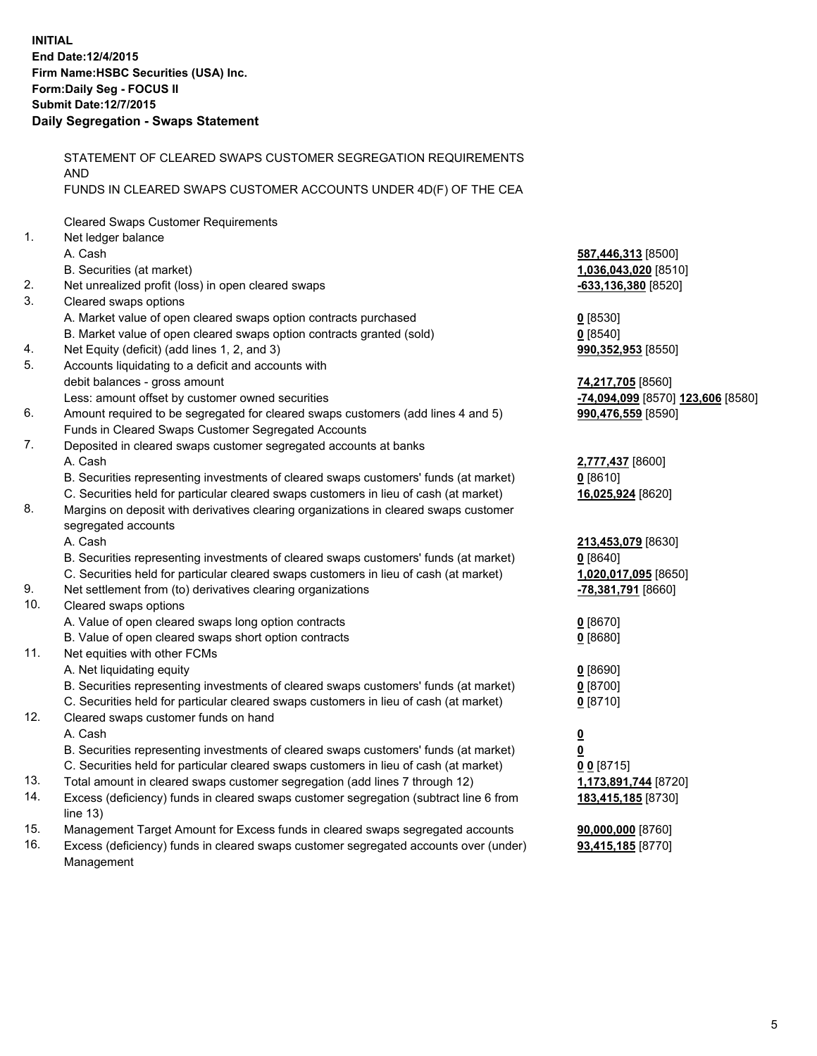**INITIAL**
**End Date:12/4/2015**
**Firm Name:HSBC Securities (USA) Inc.**
**Form:Daily Seg - FOCUS II**
**Submit Date:12/7/2015**
**Daily Segregation - Swaps Statement**

STATEMENT OF CLEARED SWAPS CUSTOMER SEGREGATION REQUIREMENTS AND FUNDS IN CLEARED SWAPS CUSTOMER ACCOUNTS UNDER 4D(F) OF THE CEA

| | | |
|---|---|---|
| | Cleared Swaps Customer Requirements | |
| 1. | Net ledger balance | |
| | A. Cash | **587,446,313** [8500] |
| | B. Securities (at market) | **1,036,043,020** [8510] |
| 2. | Net unrealized profit (loss) in open cleared swaps | **-633,136,380** [8520] |
| 3. | Cleared swaps options | |
| | A. Market value of open cleared swaps option contracts purchased | **0** [8530] |
| | B. Market value of open cleared swaps option contracts granted (sold) | **0** [8540] |
| 4. | Net Equity (deficit) (add lines 1, 2, and 3) | **990,352,953** [8550] |
| 5. | Accounts liquidating to a deficit and accounts with debit balances - gross amount | **74,217,705** [8560] |
| | Less: amount offset by customer owned securities | **-74,094,099** [8570] **123,606** [8580] |
| 6. | Amount required to be segregated for cleared swaps customers (add lines 4 and 5) | **990,476,559** [8590] |
| | Funds in Cleared Swaps Customer Segregated Accounts | |
| 7. | Deposited in cleared swaps customer segregated accounts at banks | |
| | A. Cash | **2,777,437** [8600] |
| | B. Securities representing investments of cleared swaps customers' funds (at market) | **0** [8610] |
| | C. Securities held for particular cleared swaps customers in lieu of cash (at market) | **16,025,924** [8620] |
| 8. | Margins on deposit with derivatives clearing organizations in cleared swaps customer segregated accounts | |
| | A. Cash | **213,453,079** [8630] |
| | B. Securities representing investments of cleared swaps customers' funds (at market) | **0** [8640] |
| | C. Securities held for particular cleared swaps customers in lieu of cash (at market) | **1,020,017,095** [8650] |
| 9. | Net settlement from (to) derivatives clearing organizations | **-78,381,791** [8660] |
| 10. | Cleared swaps options | |
| | A. Value of open cleared swaps long option contracts | **0** [8670] |
| | B. Value of open cleared swaps short option contracts | **0** [8680] |
| 11. | Net equities with other FCMs | |
| | A. Net liquidating equity | **0** [8690] |
| | B. Securities representing investments of cleared swaps customers' funds (at market) | **0** [8700] |
| | C. Securities held for particular cleared swaps customers in lieu of cash (at market) | **0** [8710] |
| 12. | Cleared swaps customer funds on hand | |
| | A. Cash | **0** |
| | B. Securities representing investments of cleared swaps customers' funds (at market) | **0** |
| | C. Securities held for particular cleared swaps customers in lieu of cash (at market) | **0** **0** [8715] |
| 13. | Total amount in cleared swaps customer segregation (add lines 7 through 12) | **1,173,891,744** [8720] |
| 14. | Excess (deficiency) funds in cleared swaps customer segregation (subtract line 6 from line 13) | **183,415,185** [8730] |
| 15. | Management Target Amount for Excess funds in cleared swaps segregated accounts | **90,000,000** [8760] |
| 16. | Excess (deficiency) funds in cleared swaps customer segregated accounts over (under) Management | **93,415,185** [8770] |